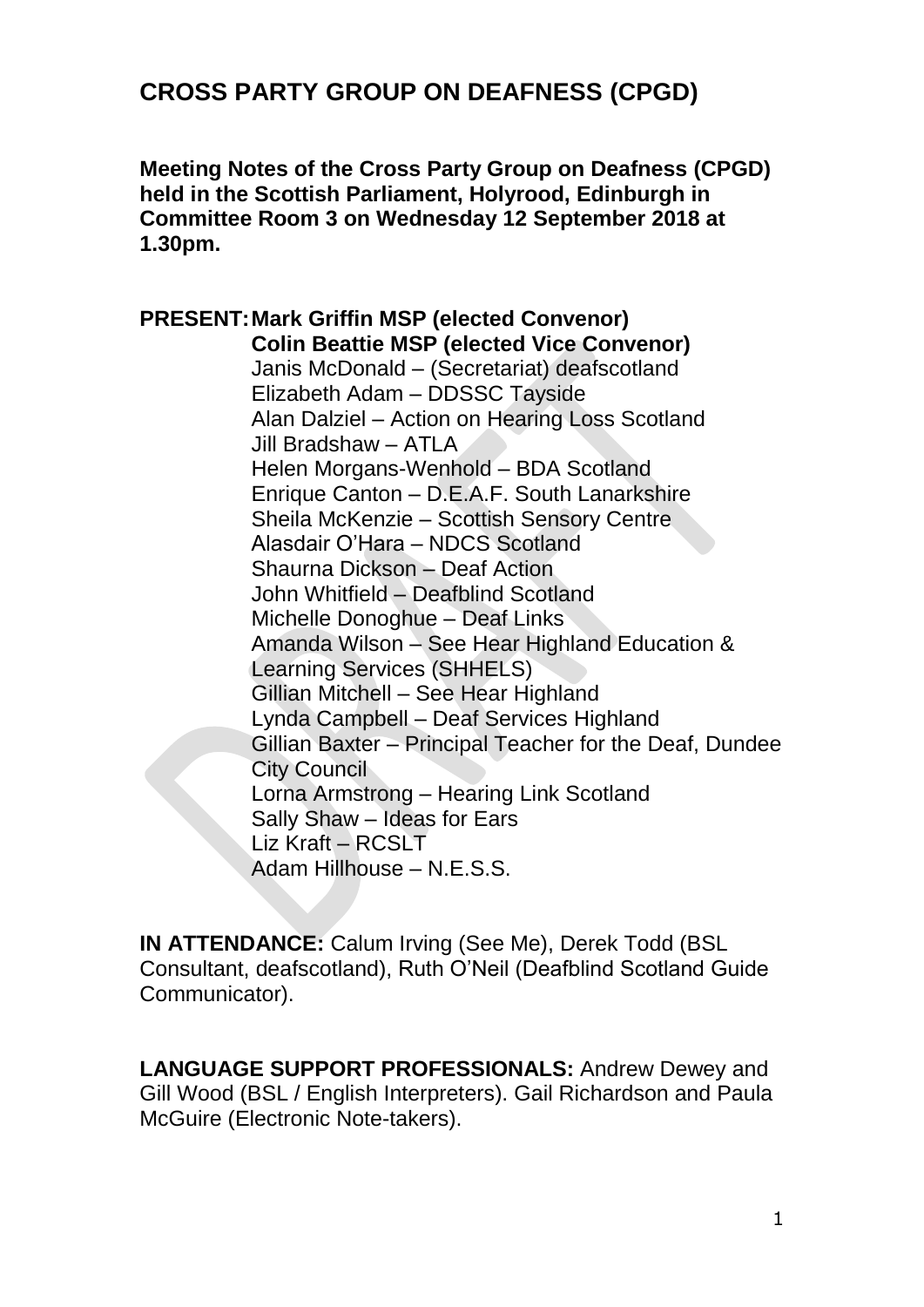# CROSS PARTY GROUP ON DEAFNESS (CPGD)

**Meeting Notes of the Cross Party Group on Deafness (CPGD) held in the Scottish Parliament, Holyrood, Edinburgh in Committee Room 3 on Wednesday 12 September 2018 at 1.30pm.**

**PRESENT:** **Mark Griffin MSP (elected Convenor)**
**Colin Beattie MSP (elected Vice Convenor)**
Janis McDonald – (Secretariat) deafscotland
Elizabeth Adam – DDSSC Tayside
Alan Dalziel – Action on Hearing Loss Scotland
Jill Bradshaw – ATLA
Helen Morgans-Wenhold – BDA Scotland
Enrique Canton – D.E.A.F. South Lanarkshire
Sheila McKenzie – Scottish Sensory Centre
Alasdair O'Hara – NDCS Scotland
Shaurna Dickson – Deaf Action
John Whitfield – Deafblind Scotland
Michelle Donoghue – Deaf Links
Amanda Wilson – See Hear Highland Education & Learning Services (SHHELS)
Gillian Mitchell – See Hear Highland
Lynda Campbell – Deaf Services Highland
Gillian Baxter – Principal Teacher for the Deaf, Dundee City Council
Lorna Armstrong – Hearing Link Scotland
Sally Shaw – Ideas for Ears
Liz Kraft – RCSLT
Adam Hillhouse – N.E.S.S.

**IN ATTENDANCE:** Calum Irving (See Me), Derek Todd (BSL Consultant, deafscotland), Ruth O'Neil (Deafblind Scotland Guide Communicator).

**LANGUAGE SUPPORT PROFESSIONALS:** Andrew Dewey and Gill Wood (BSL / English Interpreters). Gail Richardson and Paula McGuire (Electronic Note-takers).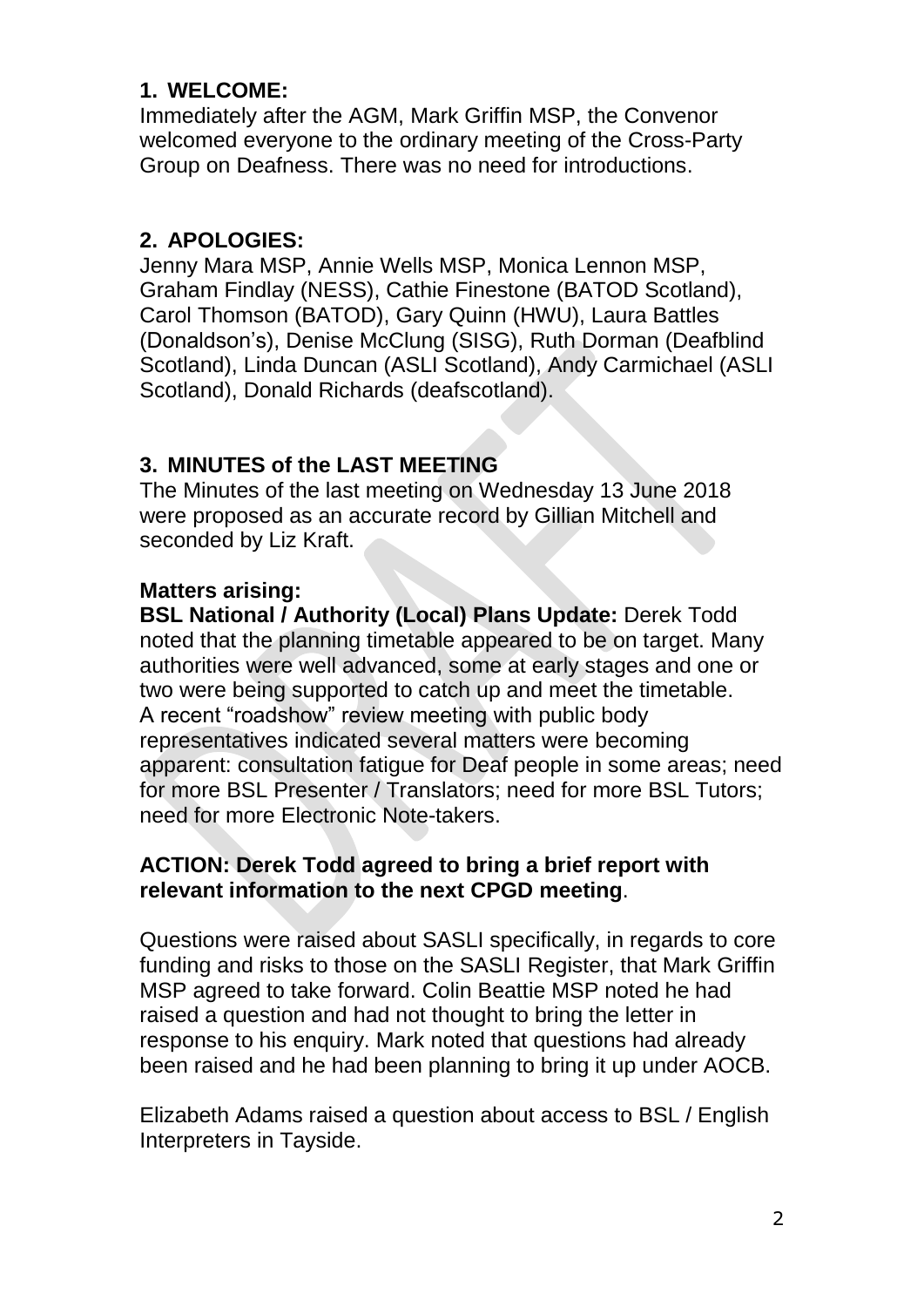## 1. WELCOME:

Immediately after the AGM, Mark Griffin MSP, the Convenor welcomed everyone to the ordinary meeting of the Cross-Party Group on Deafness. There was no need for introductions.

## 2. APOLOGIES:

Jenny Mara MSP, Annie Wells MSP, Monica Lennon MSP, Graham Findlay (NESS), Cathie Finestone (BATOD Scotland), Carol Thomson (BATOD), Gary Quinn (HWU), Laura Battles (Donaldson's), Denise McClung (SISG), Ruth Dorman (Deafblind Scotland), Linda Duncan (ASLI Scotland), Andy Carmichael (ASLI Scotland), Donald Richards (deafscotland).

## 3. MINUTES of the LAST MEETING

The Minutes of the last meeting on Wednesday 13 June 2018 were proposed as an accurate record by Gillian Mitchell and seconded by Liz Kraft.

**Matters arising:**

**BSL National / Authority (Local) Plans Update:** Derek Todd noted that the planning timetable appeared to be on target. Many authorities were well advanced, some at early stages and one or two were being supported to catch up and meet the timetable. A recent "roadshow" review meeting with public body representatives indicated several matters were becoming apparent: consultation fatigue for Deaf people in some areas; need for more BSL Presenter / Translators; need for more BSL Tutors; need for more Electronic Note-takers.

**ACTION: Derek Todd agreed to bring a brief report with relevant information to the next CPGD meeting**.

Questions were raised about SASLI specifically, in regards to core funding and risks to those on the SASLI Register, that Mark Griffin MSP agreed to take forward. Colin Beattie MSP noted he had raised a question and had not thought to bring the letter in response to his enquiry. Mark noted that questions had already been raised and he had been planning to bring it up under AOCB.

Elizabeth Adams raised a question about access to BSL / English Interpreters in Tayside.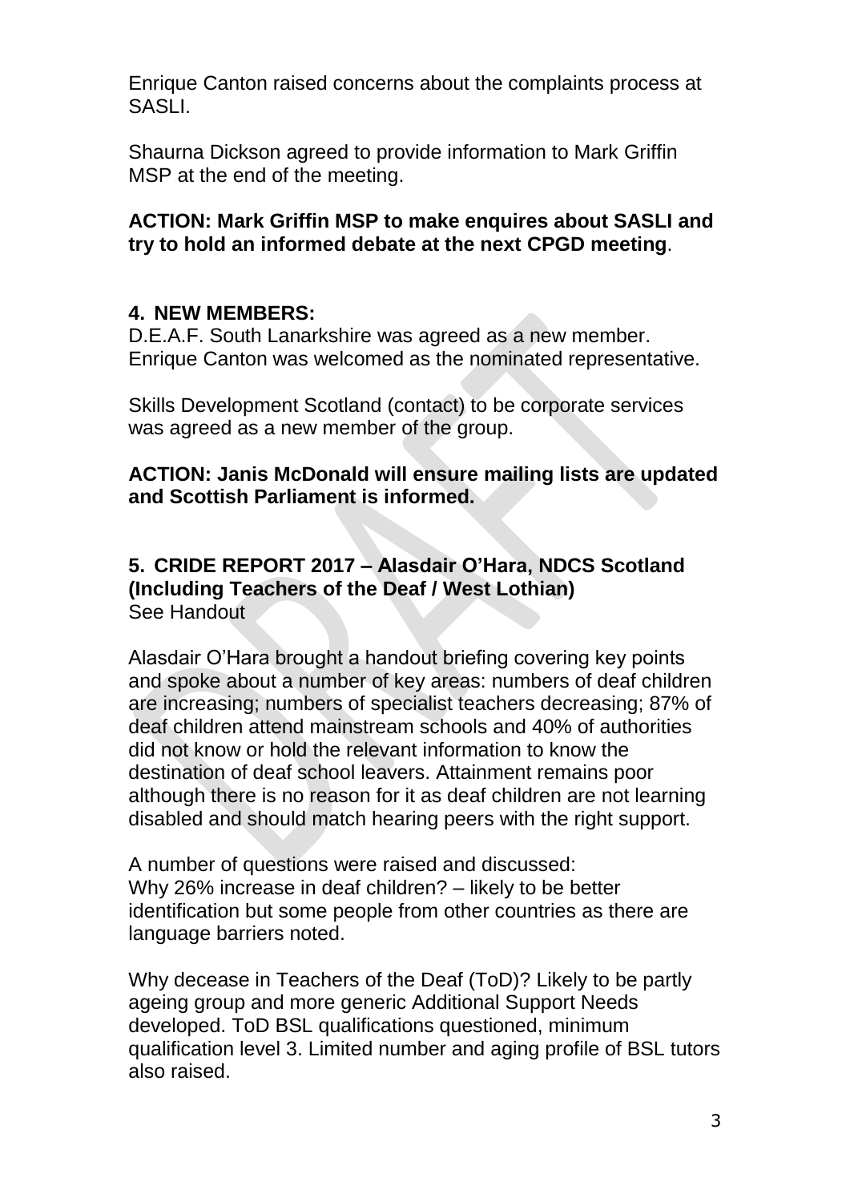Enrique Canton raised concerns about the complaints process at SASLI.

Shaurna Dickson agreed to provide information to Mark Griffin MSP at the end of the meeting.

**ACTION: Mark Griffin MSP to make enquires about SASLI and try to hold an informed debate at the next CPGD meeting**.

## 4. NEW MEMBERS:

D.E.A.F. South Lanarkshire was agreed as a new member. Enrique Canton was welcomed as the nominated representative.

Skills Development Scotland (contact) to be corporate services was agreed as a new member of the group.

**ACTION: Janis McDonald will ensure mailing lists are updated and Scottish Parliament is informed.**

## 5. CRIDE REPORT 2017 – Alasdair O'Hara, NDCS Scotland (Including Teachers of the Deaf / West Lothian)

See Handout

Alasdair O'Hara brought a handout briefing covering key points and spoke about a number of key areas: numbers of deaf children are increasing; numbers of specialist teachers decreasing; 87% of deaf children attend mainstream schools and 40% of authorities did not know or hold the relevant information to know the destination of deaf school leavers. Attainment remains poor although there is no reason for it as deaf children are not learning disabled and should match hearing peers with the right support.

A number of questions were raised and discussed:
Why 26% increase in deaf children? – likely to be better identification but some people from other countries as there are language barriers noted.

Why decease in Teachers of the Deaf (ToD)? Likely to be partly ageing group and more generic Additional Support Needs developed. ToD BSL qualifications questioned, minimum qualification level 3. Limited number and aging profile of BSL tutors also raised.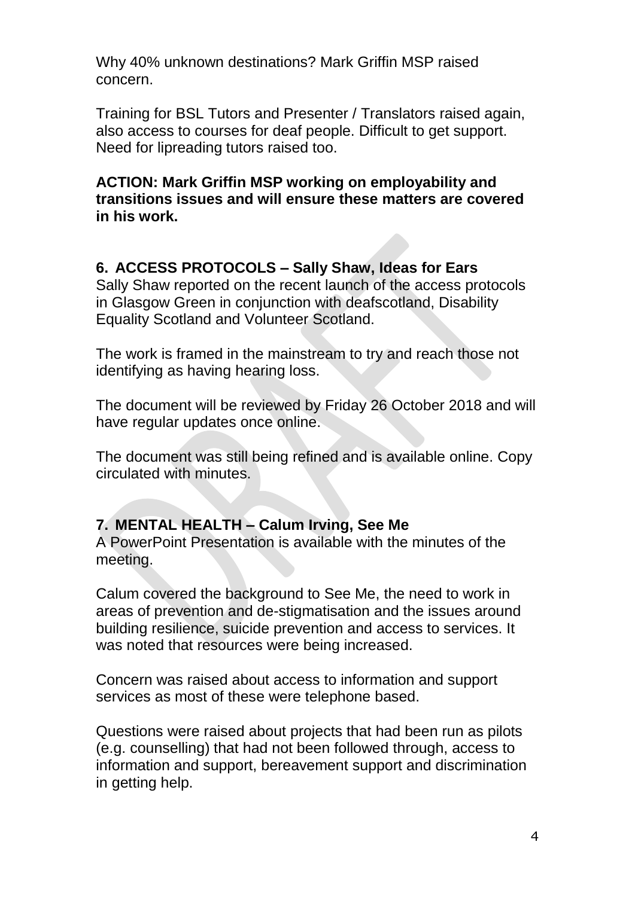Why 40% unknown destinations? Mark Griffin MSP raised concern.

Training for BSL Tutors and Presenter / Translators raised again, also access to courses for deaf people. Difficult to get support. Need for lipreading tutors raised too.

**ACTION: Mark Griffin MSP working on employability and transitions issues and will ensure these matters are covered in his work.**

## 6. ACCESS PROTOCOLS – Sally Shaw, Ideas for Ears

Sally Shaw reported on the recent launch of the access protocols in Glasgow Green in conjunction with deafscotland, Disability Equality Scotland and Volunteer Scotland.

The work is framed in the mainstream to try and reach those not identifying as having hearing loss.

The document will be reviewed by Friday 26 October 2018 and will have regular updates once online.

The document was still being refined and is available online. Copy circulated with minutes.

## 7. MENTAL HEALTH – Calum Irving, See Me

A PowerPoint Presentation is available with the minutes of the meeting.

Calum covered the background to See Me, the need to work in areas of prevention and de-stigmatisation and the issues around building resilience, suicide prevention and access to services. It was noted that resources were being increased.

Concern was raised about access to information and support services as most of these were telephone based.

Questions were raised about projects that had been run as pilots (e.g. counselling) that had not been followed through, access to information and support, bereavement support and discrimination in getting help.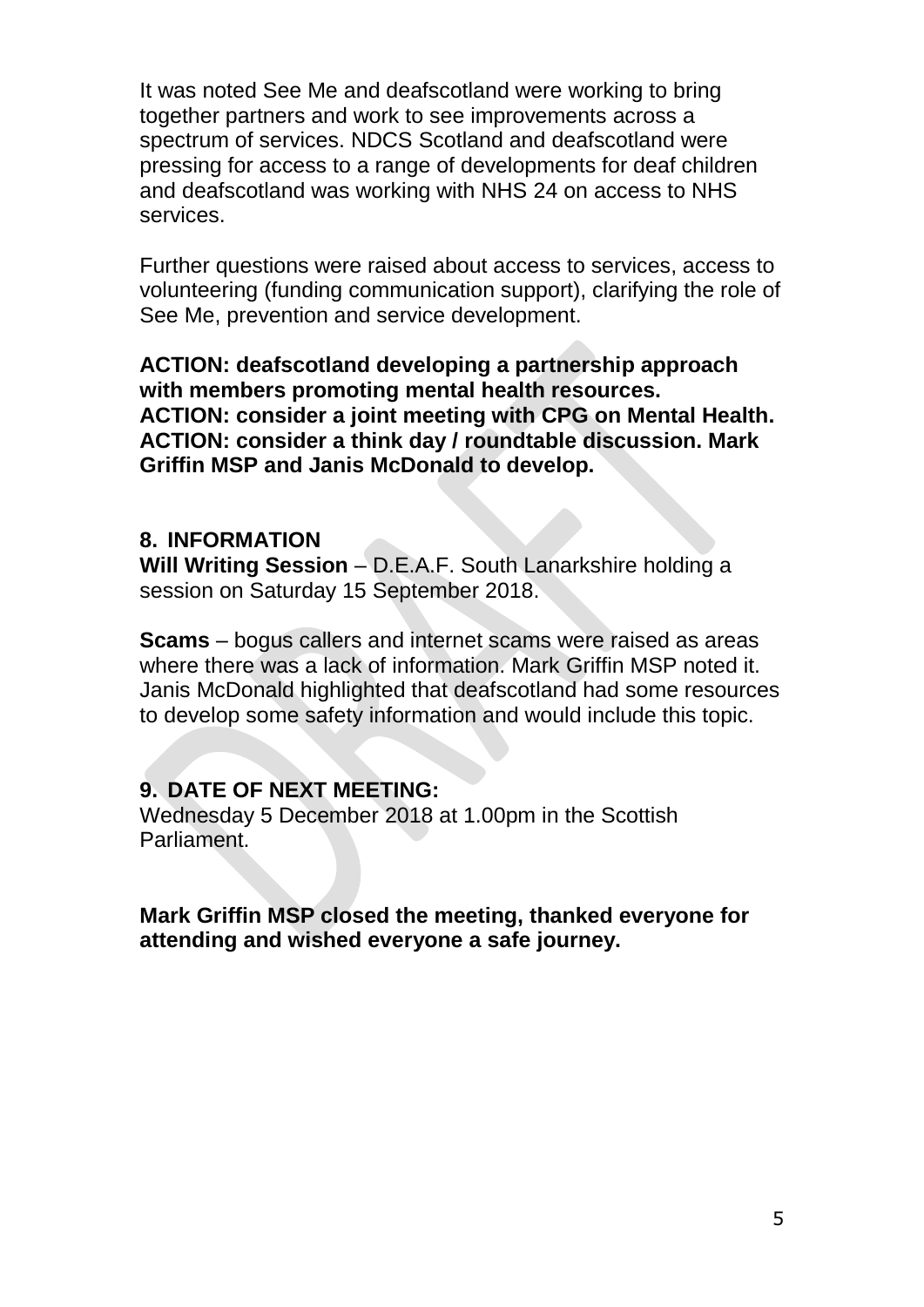It was noted See Me and deafscotland were working to bring together partners and work to see improvements across a spectrum of services. NDCS Scotland and deafscotland were pressing for access to a range of developments for deaf children and deafscotland was working with NHS 24 on access to NHS services.

Further questions were raised about access to services, access to volunteering (funding communication support), clarifying the role of See Me, prevention and service development.

**ACTION: deafscotland developing a partnership approach with members promoting mental health resources.**
**ACTION: consider a joint meeting with CPG on Mental Health.**
**ACTION: consider a think day / roundtable discussion. Mark Griffin MSP and Janis McDonald to develop.**

## 8. INFORMATION

**Will Writing Session** – D.E.A.F. South Lanarkshire holding a session on Saturday 15 September 2018.

**Scams** – bogus callers and internet scams were raised as areas where there was a lack of information. Mark Griffin MSP noted it. Janis McDonald highlighted that deafscotland had some resources to develop some safety information and would include this topic.

## 9. DATE OF NEXT MEETING:

Wednesday 5 December 2018 at 1.00pm in the Scottish Parliament.

**Mark Griffin MSP closed the meeting, thanked everyone for attending and wished everyone a safe journey.**